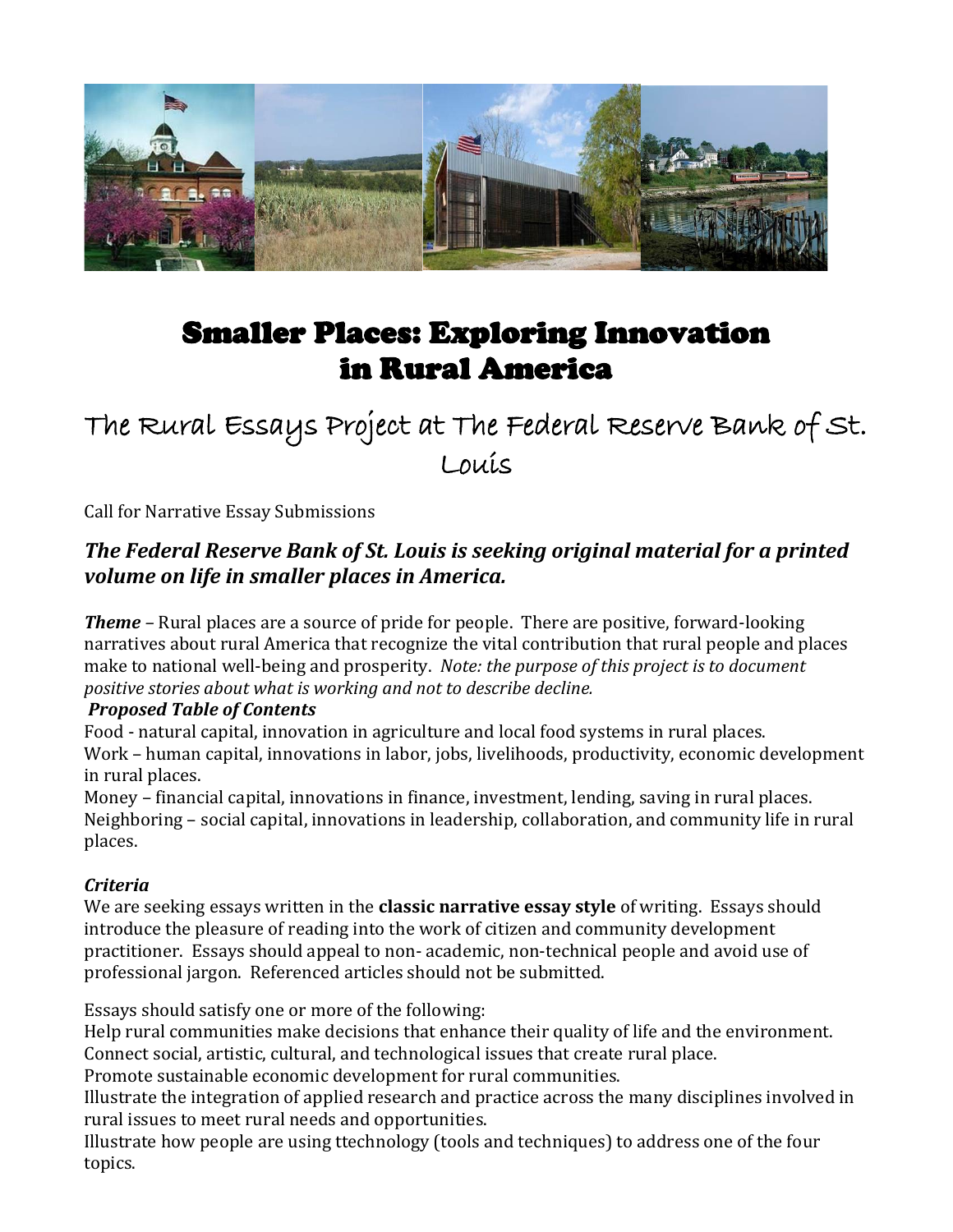# Smaller Places: Exploring Innovation in Rural America

## The Rural Essays Project at The Federal Reserve Bank of St. Louis

Call for Narrative Essay Submissions

***The Federal Reserve Bank of St. Louis is seeking original material for a printed volume on life in smaller places in America.***

***Theme*** – Rural places are a source of pride for people. There are positive, forward-looking narratives about rural America that recognize the vital contribution that rural people and places make to national well-being and prosperity. *Note: the purpose of this project is to document positive stories about what is working and not to describe decline.*

***Proposed Table of Contents***

Food - natural capital, innovation in agriculture and local food systems in rural places.
Work – human capital, innovations in labor, jobs, livelihoods, productivity, economic development in rural places.
Money – financial capital, innovations in finance, investment, lending, saving in rural places.
Neighboring – social capital, innovations in leadership, collaboration, and community life in rural places.

***Criteria***

We are seeking essays written in the **classic narrative essay style** of writing. Essays should introduce the pleasure of reading into the work of citizen and community development practitioner. Essays should appeal to non- academic, non-technical people and avoid use of professional jargon. Referenced articles should not be submitted.

Essays should satisfy one or more of the following:
Help rural communities make decisions that enhance their quality of life and the environment.
Connect social, artistic, cultural, and technological issues that create rural place.
Promote sustainable economic development for rural communities.
Illustrate the integration of applied research and practice across the many disciplines involved in rural issues to meet rural needs and opportunities.
Illustrate how people are using ttechnology (tools and techniques) to address one of the four topics.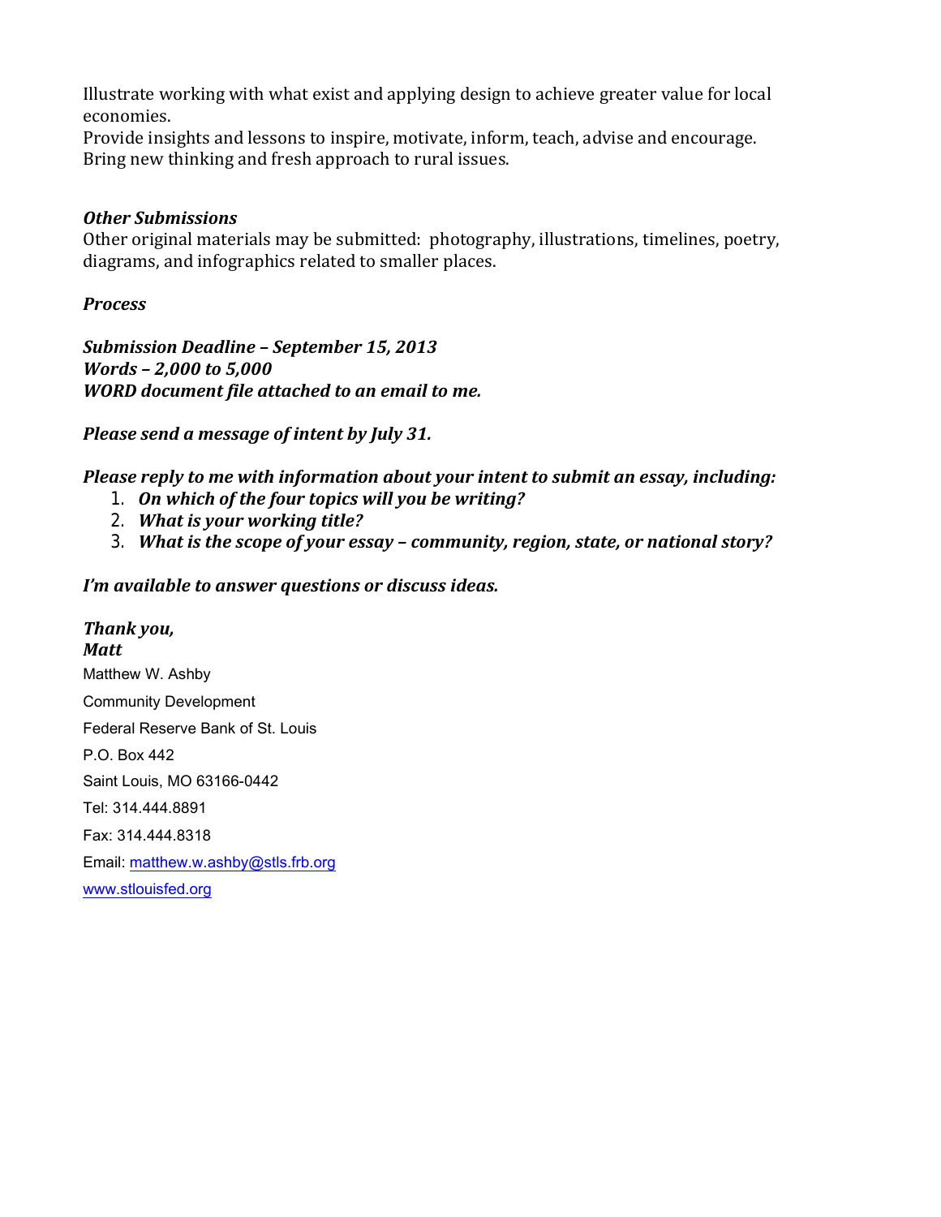Illustrate working with what exist and applying design to achieve greater value for local economies.
Provide insights and lessons to inspire, motivate, inform, teach, advise and encourage.
Bring new thinking and fresh approach to rural issues.

***Other Submissions***

Other original materials may be submitted: photography, illustrations, timelines, poetry, diagrams, and infographics related to smaller places.

***Process***

***Submission Deadline – September 15, 2013***
***Words – 2,000 to 5,000***
***WORD document file attached to an email to me.***

***Please send a message of intent by July 31.***

***Please reply to me with information about your intent to submit an essay, including:***

1. ***On which of the four topics will you be writing?***
2. ***What is your working title?***
3. ***What is the scope of your essay – community, region, state, or national story?***

***I'm available to answer questions or discuss ideas.***

***Thank you,***
***Matt***

Matthew W. Ashby
Community Development
Federal Reserve Bank of St. Louis
P.O. Box 442
Saint Louis, MO 63166-0442
Tel: 314.444.8891
Fax: 314.444.8318
Email: matthew.w.ashby@stls.frb.org
www.stlouisfed.org